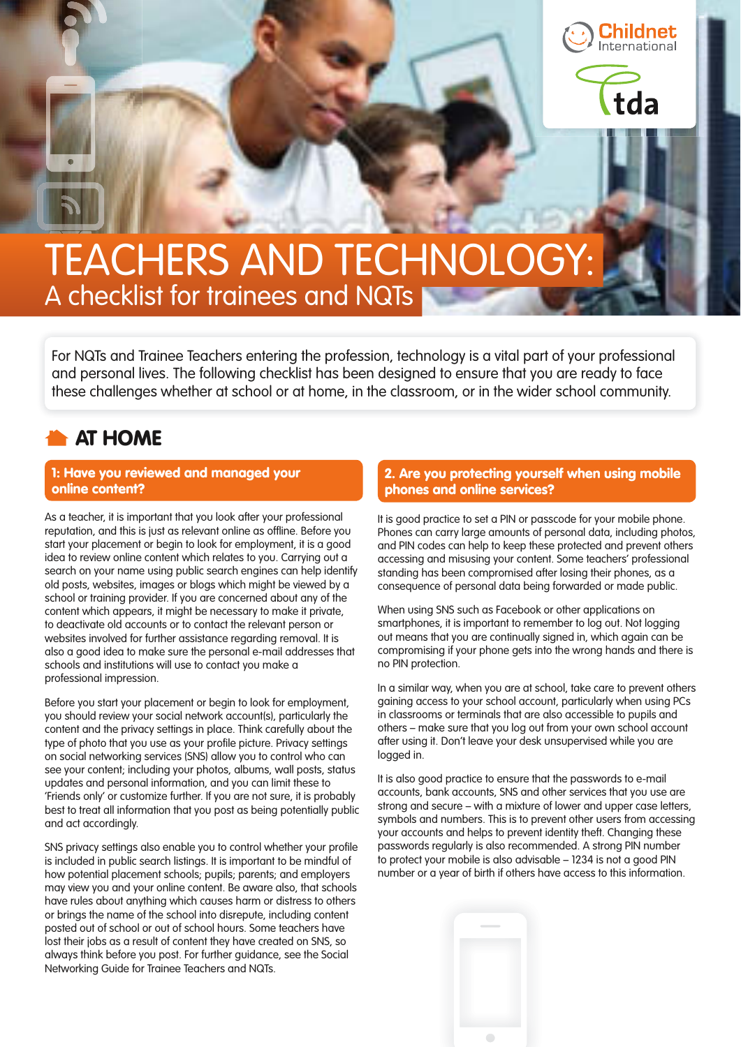# TEACHERS AND TECHNOLOGY:

## A checklist for trainees and NQTs

For NQTs and Trainee Teachers entering the profession, technology is a vital part of your professional and personal lives. The following checklist has been designed to ensure that you are ready to face these challenges whether at school or at home, in the classroom, or in the wider school community.

## AT HOME

### 1: Have you reviewed and managed your online content?

As a teacher, it is important that you look after your professional reputation, and this is just as relevant online as offline. Before you start your placement or begin to look for employment, it is a good idea to review online content which relates to you. Carrying out a search on your name using public search engines can help identify old posts, websites, images or blogs which might be viewed by a school or training provider. If you are concerned about any of the content which appears, it might be necessary to make it private, to deactivate old accounts or to contact the relevant person or websites involved for further assistance regarding removal. It is also a good idea to make sure the personal e-mail addresses that schools and institutions will use to contact you make a professional impression.

Before you start your placement or begin to look for employment, you should review your social network account(s), particularly the content and the privacy settings in place. Think carefully about the type of photo that you use as your profile picture. Privacy settings on social networking services (SNS) allow you to control who can see your content; including your photos, albums, wall posts, status updates and personal information, and you can limit these to 'Friends only' or customize further. If you are not sure, it is probably best to treat all information that you post as being potentially public and act accordingly.

SNS privacy settings also enable you to control whether your profile is included in public search listings. It is important to be mindful of how potential placement schools; pupils; parents; and employers may view you and your online content. Be aware also, that schools have rules about anything which causes harm or distress to others or brings the name of the school into disrepute, including content posted out of school or out of school hours. Some teachers have lost their jobs as a result of content they have created on SNS, so always think before you post. For further guidance, see the Social Networking Guide for Trainee Teachers and NQTs.

### 2. Are you protecting yourself when using mobile phones and online services?

It is good practice to set a PIN or passcode for your mobile phone. Phones can carry large amounts of personal data, including photos, and PIN codes can help to keep these protected and prevent others accessing and misusing your content. Some teachers' professional standing has been compromised after losing their phones, as a consequence of personal data being forwarded or made public.

When using SNS such as Facebook or other applications on smartphones, it is important to remember to log out. Not logging out means that you are continually signed in, which again can be compromising if your phone gets into the wrong hands and there is no PIN protection.

In a similar way, when you are at school, take care to prevent others gaining access to your school account, particularly when using PCs in classrooms or terminals that are also accessible to pupils and others – make sure that you log out from your own school account after using it. Don't leave your desk unsupervised while you are logged in.

It is also good practice to ensure that the passwords to e-mail accounts, bank accounts, SNS and other services that you use are strong and secure – with a mixture of lower and upper case letters, symbols and numbers. This is to prevent other users from accessing your accounts and helps to prevent identity theft. Changing these passwords regularly is also recommended. A strong PIN number to protect your mobile is also advisable – 1234 is not a good PIN number or a year of birth if others have access to this information.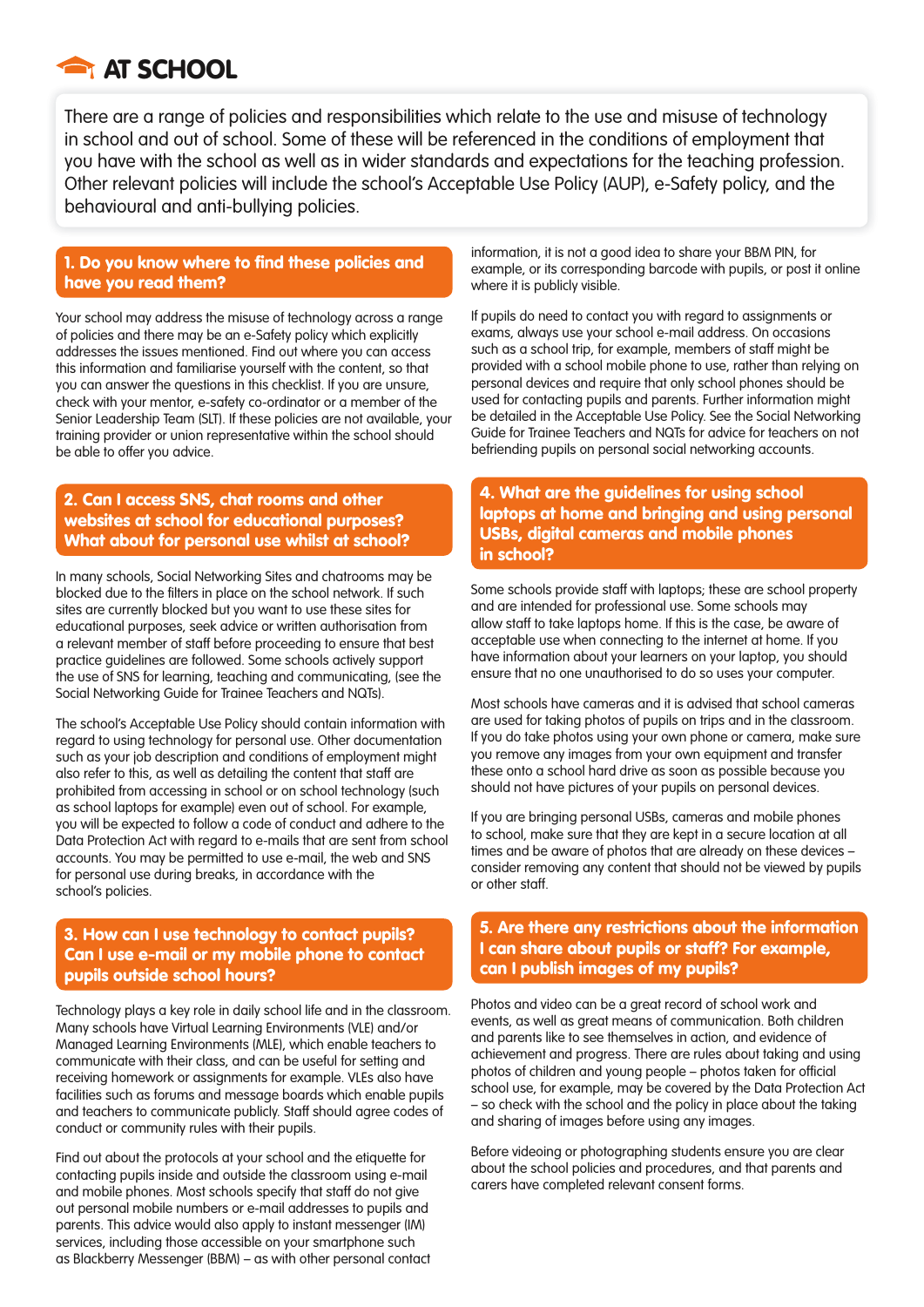# AT SCHOOL

There are a range of policies and responsibilities which relate to the use and misuse of technology in school and out of school. Some of these will be referenced in the conditions of employment that you have with the school as well as in wider standards and expectations for the teaching profession. Other relevant policies will include the school's Acceptable Use Policy (AUP), e-Safety policy, and the behavioural and anti-bullying policies.

## 1. Do you know where to find these policies and have you read them?

Your school may address the misuse of technology across a range of policies and there may be an e-Safety policy which explicitly addresses the issues mentioned. Find out where you can access this information and familiarise yourself with the content, so that you can answer the questions in this checklist. If you are unsure, check with your mentor, e-safety co-ordinator or a member of the Senior Leadership Team (SLT). If these policies are not available, your training provider or union representative within the school should be able to offer you advice.

## 2. Can I access SNS, chat rooms and other websites at school for educational purposes? What about for personal use whilst at school?

In many schools, Social Networking Sites and chatrooms may be blocked due to the filters in place on the school network. If such sites are currently blocked but you want to use these sites for educational purposes, seek advice or written authorisation from a relevant member of staff before proceeding to ensure that best practice guidelines are followed. Some schools actively support the use of SNS for learning, teaching and communicating, (see the Social Networking Guide for Trainee Teachers and NQTs).

The school's Acceptable Use Policy should contain information with regard to using technology for personal use. Other documentation such as your job description and conditions of employment might also refer to this, as well as detailing the content that staff are prohibited from accessing in school or on school technology (such as school laptops for example) even out of school. For example, you will be expected to follow a code of conduct and adhere to the Data Protection Act with regard to e-mails that are sent from school accounts. You may be permitted to use e-mail, the web and SNS for personal use during breaks, in accordance with the school's policies.

## 3. How can I use technology to contact pupils? Can I use e-mail or my mobile phone to contact pupils outside school hours?

Technology plays a key role in daily school life and in the classroom. Many schools have Virtual Learning Environments (VLE) and/or Managed Learning Environments (MLE), which enable teachers to communicate with their class, and can be useful for setting and receiving homework or assignments for example. VLEs also have facilities such as forums and message boards which enable pupils and teachers to communicate publicly. Staff should agree codes of conduct or community rules with their pupils.

Find out about the protocols at your school and the etiquette for contacting pupils inside and outside the classroom using e-mail and mobile phones. Most schools specify that staff do not give out personal mobile numbers or e-mail addresses to pupils and parents. This advice would also apply to instant messenger (IM) services, including those accessible on your smartphone such as Blackberry Messenger (BBM) – as with other personal contact information, it is not a good idea to share your BBM PIN, for example, or its corresponding barcode with pupils, or post it online where it is publicly visible.

If pupils do need to contact you with regard to assignments or exams, always use your school e-mail address. On occasions such as a school trip, for example, members of staff might be provided with a school mobile phone to use, rather than relying on personal devices and require that only school phones should be used for contacting pupils and parents. Further information might be detailed in the Acceptable Use Policy. See the Social Networking Guide for Trainee Teachers and NQTs for advice for teachers on not befriending pupils on personal social networking accounts.

## 4. What are the guidelines for using school laptops at home and bringing and using personal USBs, digital cameras and mobile phones in school?

Some schools provide staff with laptops; these are school property and are intended for professional use. Some schools may allow staff to take laptops home. If this is the case, be aware of acceptable use when connecting to the internet at home. If you have information about your learners on your laptop, you should ensure that no one unauthorised to do so uses your computer.

Most schools have cameras and it is advised that school cameras are used for taking photos of pupils on trips and in the classroom. If you do take photos using your own phone or camera, make sure you remove any images from your own equipment and transfer these onto a school hard drive as soon as possible because you should not have pictures of your pupils on personal devices.

If you are bringing personal USBs, cameras and mobile phones to school, make sure that they are kept in a secure location at all times and be aware of photos that are already on these devices – consider removing any content that should not be viewed by pupils or other staff.

## 5. Are there any restrictions about the information I can share about pupils or staff? For example, can I publish images of my pupils?

Photos and video can be a great record of school work and events, as well as great means of communication. Both children and parents like to see themselves in action, and evidence of achievement and progress. There are rules about taking and using photos of children and young people – photos taken for official school use, for example, may be covered by the Data Protection Act – so check with the school and the policy in place about the taking and sharing of images before using any images.

Before videoing or photographing students ensure you are clear about the school policies and procedures, and that parents and carers have completed relevant consent forms.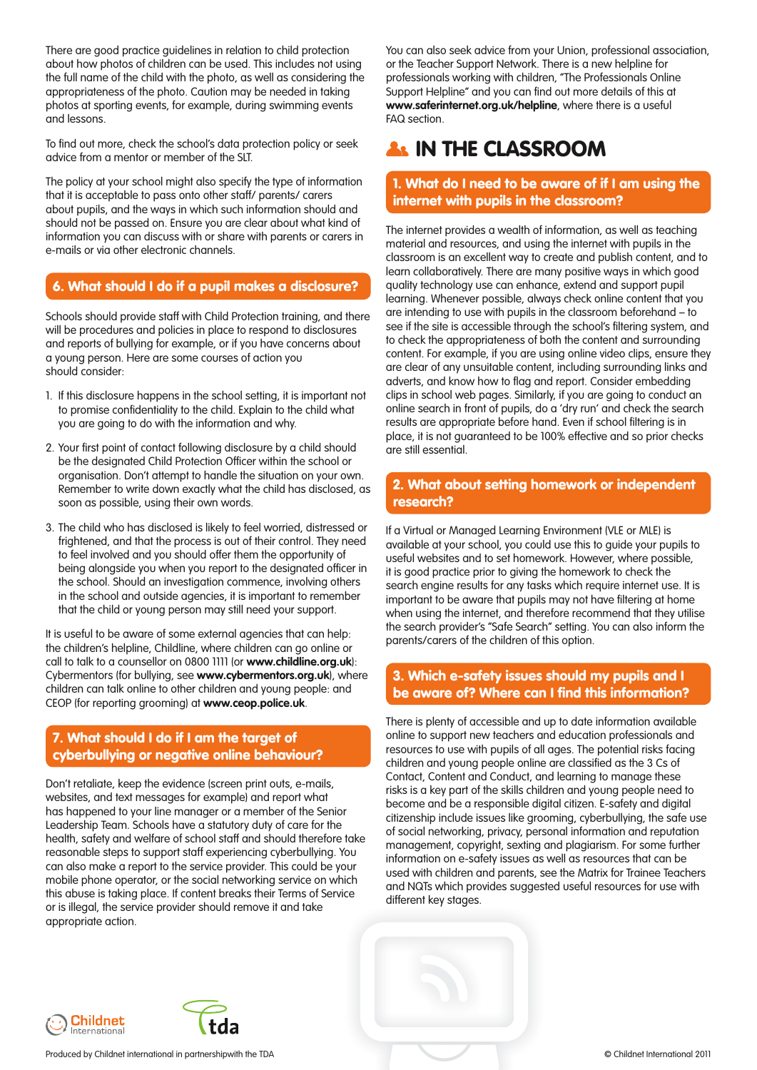There are good practice guidelines in relation to child protection about how photos of children can be used. This includes not using the full name of the child with the photo, as well as considering the appropriateness of the photo. Caution may be needed in taking photos at sporting events, for example, during swimming events and lessons.

To find out more, check the school's data protection policy or seek advice from a mentor or member of the SLT.

The policy at your school might also specify the type of information that it is acceptable to pass onto other staff/ parents/ carers about pupils, and the ways in which such information should and should not be passed on. Ensure you are clear about what kind of information you can discuss with or share with parents or carers in e-mails or via other electronic channels.

### 6. What should I do if a pupil makes a disclosure?

Schools should provide staff with Child Protection training, and there will be procedures and policies in place to respond to disclosures and reports of bullying for example, or if you have concerns about a young person. Here are some courses of action you should consider:

1. If this disclosure happens in the school setting, it is important not to promise confidentiality to the child. Explain to the child what you are going to do with the information and why.
2. Your first point of contact following disclosure by a child should be the designated Child Protection Officer within the school or organisation. Don't attempt to handle the situation on your own. Remember to write down exactly what the child has disclosed, as soon as possible, using their own words.
3. The child who has disclosed is likely to feel worried, distressed or frightened, and that the process is out of their control. They need to feel involved and you should offer them the opportunity of being alongside you when you report to the designated officer in the school. Should an investigation commence, involving others in the school and outside agencies, it is important to remember that the child or young person may still need your support.

It is useful to be aware of some external agencies that can help: the children's helpline, Childline, where children can go online or call to talk to a counsellor on 0800 1111 (or **www.childline.org.uk**): Cybermentors (for bullying, see **www.cybermentors.org.uk**), where children can talk online to other children and young people: and CEOP (for reporting grooming) at **www.ceop.police.uk**.

### 7. What should I do if I am the target of cyberbullying or negative online behaviour?

Don't retaliate, keep the evidence (screen print outs, e-mails, websites, and text messages for example) and report what has happened to your line manager or a member of the Senior Leadership Team. Schools have a statutory duty of care for the health, safety and welfare of school staff and should therefore take reasonable steps to support staff experiencing cyberbullying. You can also make a report to the service provider. This could be your mobile phone operator, or the social networking service on which this abuse is taking place. If content breaks their Terms of Service or is illegal, the service provider should remove it and take appropriate action.

You can also seek advice from your Union, professional association, or the Teacher Support Network. There is a new helpline for professionals working with children, "The Professionals Online Support Helpline" and you can find out more details of this at **www.saferinternet.org.uk/helpline**, where there is a useful FAQ section.

## IN THE CLASSROOM

### 1. What do I need to be aware of if I am using the internet with pupils in the classroom?

The internet provides a wealth of information, as well as teaching material and resources, and using the internet with pupils in the classroom is an excellent way to create and publish content, and to learn collaboratively. There are many positive ways in which good quality technology use can enhance, extend and support pupil learning. Whenever possible, always check online content that you are intending to use with pupils in the classroom beforehand – to see if the site is accessible through the school's filtering system, and to check the appropriateness of both the content and surrounding content. For example, if you are using online video clips, ensure they are clear of any unsuitable content, including surrounding links and adverts, and know how to flag and report. Consider embedding clips in school web pages. Similarly, if you are going to conduct an online search in front of pupils, do a 'dry run' and check the search results are appropriate before hand. Even if school filtering is in place, it is not guaranteed to be 100% effective and so prior checks are still essential.

### 2. What about setting homework or independent research?

If a Virtual or Managed Learning Environment (VLE or MLE) is available at your school, you could use this to guide your pupils to useful websites and to set homework. However, where possible, it is good practice prior to giving the homework to check the search engine results for any tasks which require internet use. It is important to be aware that pupils may not have filtering at home when using the internet, and therefore recommend that they utilise the search provider's "Safe Search" setting. You can also inform the parents/carers of the children of this option.

### 3. Which e-safety issues should my pupils and I be aware of? Where can I find this information?

There is plenty of accessible and up to date information available online to support new teachers and education professionals and resources to use with pupils of all ages. The potential risks facing children and young people online are classified as the 3 Cs of Contact, Content and Conduct, and learning to manage these risks is a key part of the skills children and young people need to become and be a responsible digital citizen. E-safety and digital citizenship include issues like grooming, cyberbullying, the safe use of social networking, privacy, personal information and reputation management, copyright, sexting and plagiarism. For some further information on e-safety issues as well as resources that can be used with children and parents, see the Matrix for Trainee Teachers and NQTs which provides suggested useful resources for use with different key stages.

Produced by Childnet international in partnershipwith the TDA

© Childnet International 2011